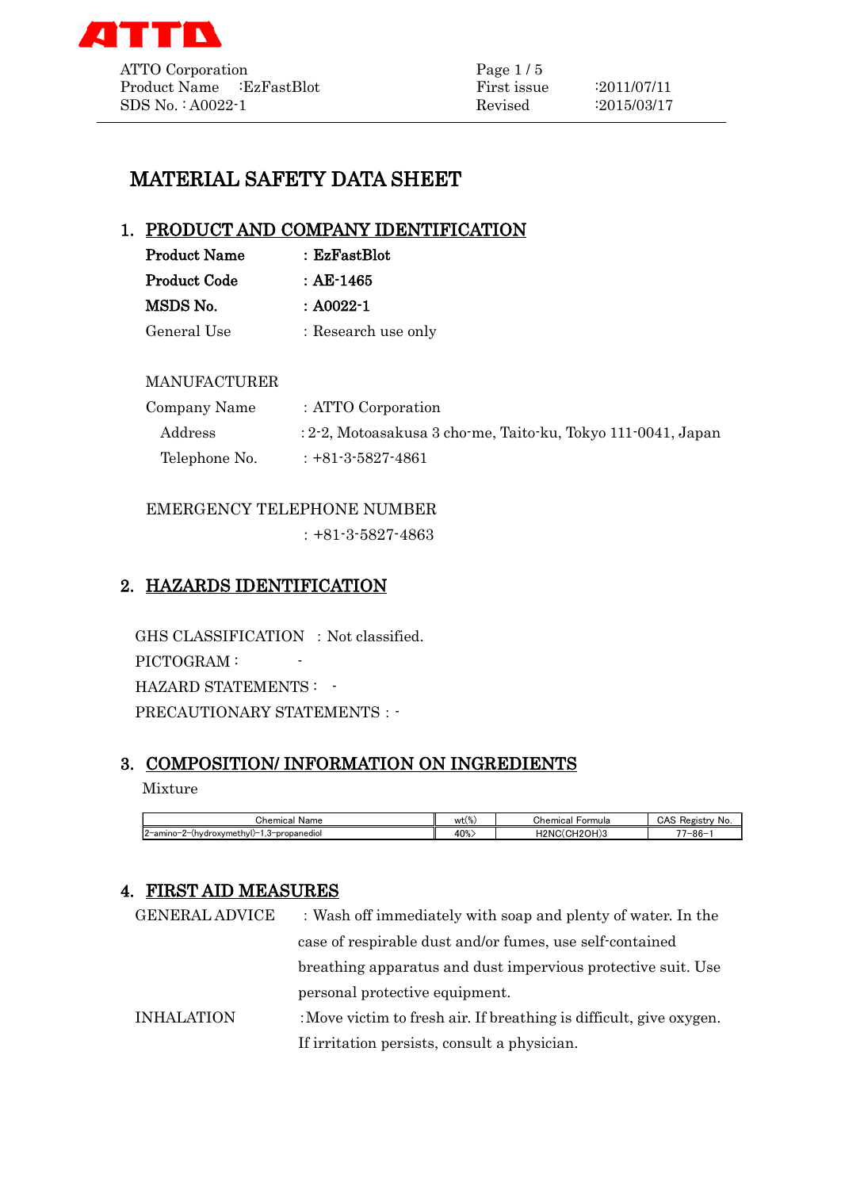ATTO Corporation
Product Name :EzFastBlot
SDS No. : A0022-1

First issue :2011/07/11
Revised :2015/03/17

# MATERIAL SAFETY DATA SHEET

## 1. PRODUCT AND COMPANY IDENTIFICATION

**Product Name** : **EzFastBlot**
**Product Code** : **AE-1465**
**MSDS No.** : **A0022-1**
General Use : Research use only

MANUFACTURER

Company Name : ATTO Corporation
Address : 2-2, Motoasakusa 3 cho-me, Taito-ku, Tokyo 111-0041, Japan
Telephone No. : +81-3-5827-4861

EMERGENCY TELEPHONE NUMBER
: +81-3-5827-4863

## 2. HAZARDS IDENTIFICATION

GHS CLASSIFICATION : Not classified.
PICTOGRAM : -
HAZARD STATEMENTS : -
PRECAUTIONARY STATEMENTS : -

## 3. COMPOSITION/ INFORMATION ON INGREDIENTS

Mixture

| Chemical Name | wt(%) | Chemical Formula | CAS Registry No. |
|---|---|---|---|
| 2-amino-2-(hydroxymethyl)-1,3-propanediol | 40%> | H2NC(CH2OH)3 | 77-86-1 |

## 4. FIRST AID MEASURES

GENERAL ADVICE : Wash off immediately with soap and plenty of water. In the case of respirable dust and/or fumes, use self-contained breathing apparatus and dust impervious protective suit. Use personal protective equipment.

INHALATION : Move victim to fresh air. If breathing is difficult, give oxygen. If irritation persists, consult a physician.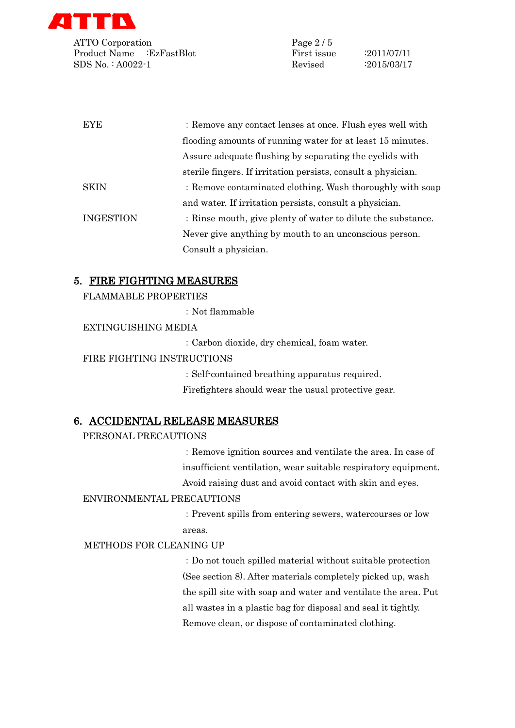EYE : Remove any contact lenses at once. Flush eyes well with flooding amounts of running water for at least 15 minutes. Assure adequate flushing by separating the eyelids with sterile fingers. If irritation persists, consult a physician.

SKIN : Remove contaminated clothing. Wash thoroughly with soap and water. If irritation persists, consult a physician.

INGESTION : Rinse mouth, give plenty of water to dilute the substance. Never give anything by mouth to an unconscious person. Consult a physician.

## 5. FIRE FIGHTING MEASURES

FLAMMABLE PROPERTIES

: Not flammable

EXTINGUISHING MEDIA

: Carbon dioxide, dry chemical, foam water.

FIRE FIGHTING INSTRUCTIONS

: Self-contained breathing apparatus required. Firefighters should wear the usual protective gear.

## 6. ACCIDENTAL RELEASE MEASURES

PERSONAL PRECAUTIONS

: Remove ignition sources and ventilate the area. In case of insufficient ventilation, wear suitable respiratory equipment. Avoid raising dust and avoid contact with skin and eyes.

ENVIRONMENTAL PRECAUTIONS

: Prevent spills from entering sewers, watercourses or low areas.

METHODS FOR CLEANING UP

: Do not touch spilled material without suitable protection (See section 8). After materials completely picked up, wash the spill site with soap and water and ventilate the area. Put all wastes in a plastic bag for disposal and seal it tightly. Remove clean, or dispose of contaminated clothing.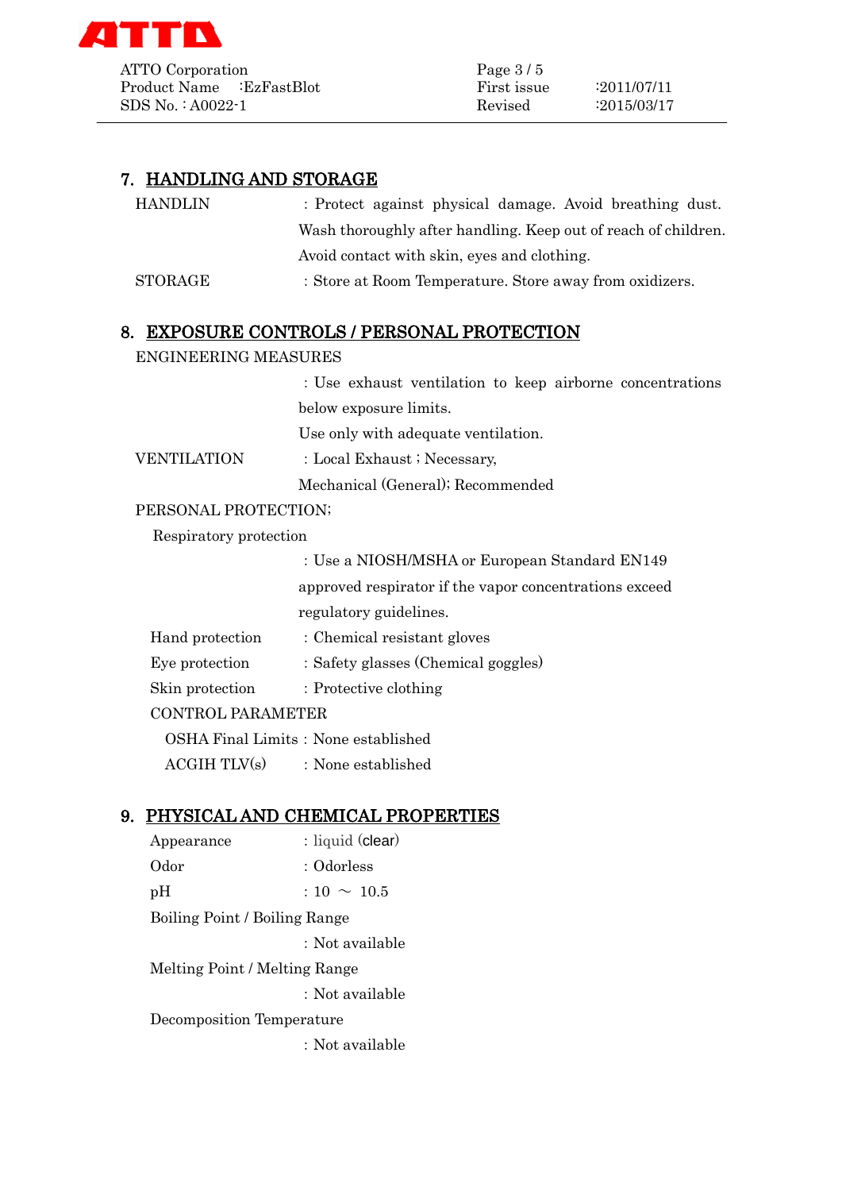## 7. HANDLING AND STORAGE

HANDLIN : Protect against physical damage. Avoid breathing dust. Wash thoroughly after handling. Keep out of reach of children. Avoid contact with skin, eyes and clothing.

STORAGE : Store at Room Temperature. Store away from oxidizers.

## 8. EXPOSURE CONTROLS / PERSONAL PROTECTION

ENGINEERING MEASURES

: Use exhaust ventilation to keep airborne concentrations below exposure limits.
Use only with adequate ventilation.

VENTILATION : Local Exhaust ; Necessary,
Mechanical (General); Recommended

PERSONAL PROTECTION;

Respiratory protection

: Use a NIOSH/MSHA or European Standard EN149 approved respirator if the vapor concentrations exceed regulatory guidelines.

Hand protection : Chemical resistant gloves

Eye protection : Safety glasses (Chemical goggles)

Skin protection : Protective clothing

CONTROL PARAMETER

OSHA Final Limits : None established

ACGIH TLV(s) : None established

## 9. PHYSICAL AND CHEMICAL PROPERTIES

Appearance : liquid (clear)

Odor : Odorless

pH : 10 ～ 10.5

Boiling Point / Boiling Range

: Not available

Melting Point / Melting Range

: Not available

Decomposition Temperature

: Not available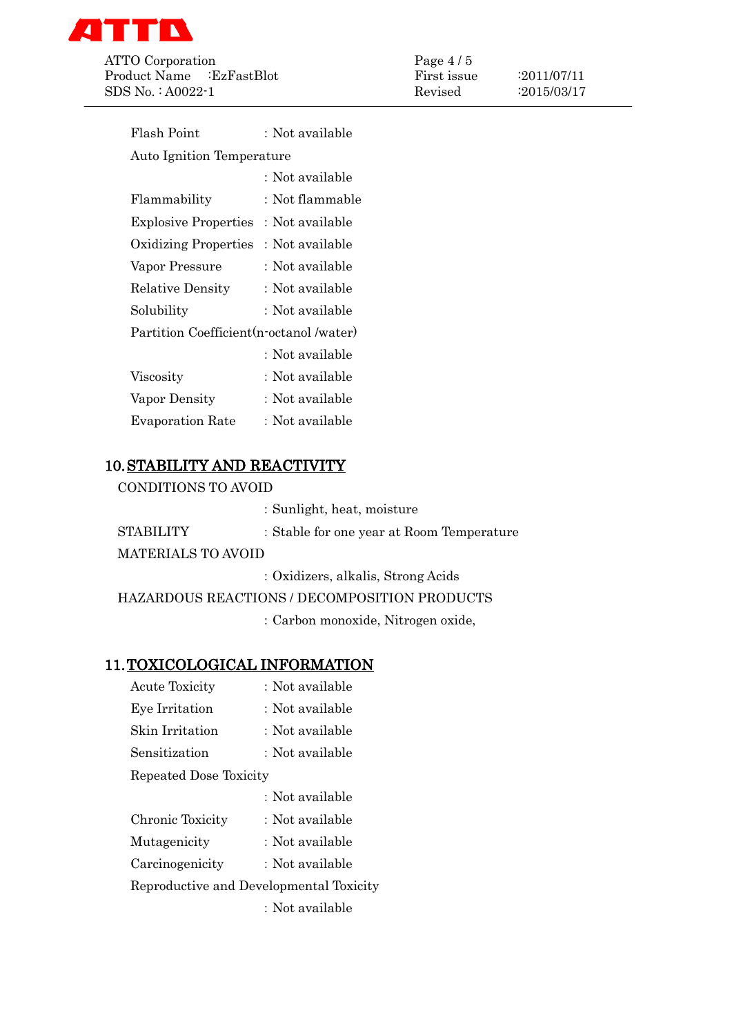Flash Point : Not available

Auto Ignition Temperature

: Not available

Flammability : Not flammable

Explosive Properties : Not available

Oxidizing Properties : Not available

Vapor Pressure : Not available

Relative Density : Not available

Solubility : Not available

Partition Coefficient(n-octanol /water)

: Not available

Viscosity : Not available

Vapor Density : Not available

Evaporation Rate : Not available

## 10. STABILITY AND REACTIVITY

CONDITIONS TO AVOID

: Sunlight, heat, moisture

STABILITY : Stable for one year at Room Temperature

MATERIALS TO AVOID

: Oxidizers, alkalis, Strong Acids

HAZARDOUS REACTIONS / DECOMPOSITION PRODUCTS

: Carbon monoxide, Nitrogen oxide,

## 11. TOXICOLOGICAL INFORMATION

Acute Toxicity : Not available

Eye Irritation : Not available

Skin Irritation : Not available

Sensitization : Not available

Repeated Dose Toxicity

: Not available

Chronic Toxicity : Not available

Mutagenicity : Not available

Carcinogenicity : Not available

Reproductive and Developmental Toxicity

: Not available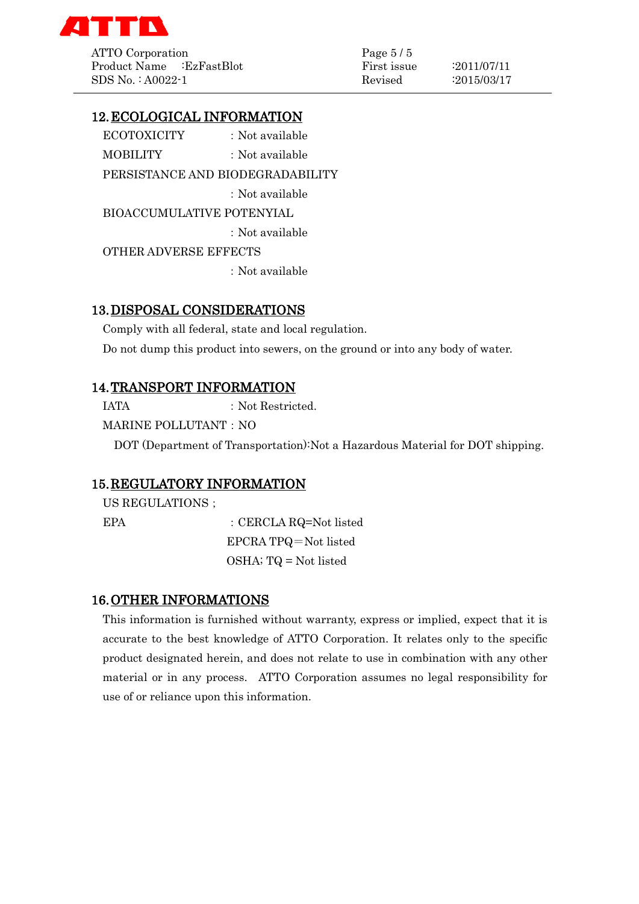## 12. ECOLOGICAL INFORMATION

ECOTOXICITY : Not available

MOBILITY : Not available

PERSISTANCE AND BIODEGRADABILITY

: Not available

BIOACCUMULATIVE POTENYIAL

: Not available

OTHER ADVERSE EFFECTS

: Not available

## 13. DISPOSAL CONSIDERATIONS

Comply with all federal, state and local regulation.

Do not dump this product into sewers, on the ground or into any body of water.

## 14. TRANSPORT INFORMATION

IATA : Not Restricted.

MARINE POLLUTANT : NO

DOT (Department of Transportation):Not a Hazardous Material for DOT shipping.

## 15. REGULATORY INFORMATION

US REGULATIONS ;

EPA : CERCLA RQ=Not listed

EPCRA TPQ＝Not listed

OSHA: TQ = Not listed

## 16. OTHER INFORMATIONS

This information is furnished without warranty, express or implied, expect that it is accurate to the best knowledge of ATTO Corporation. It relates only to the specific product designated herein, and does not relate to use in combination with any other material or in any process. ATTO Corporation assumes no legal responsibility for use of or reliance upon this information.